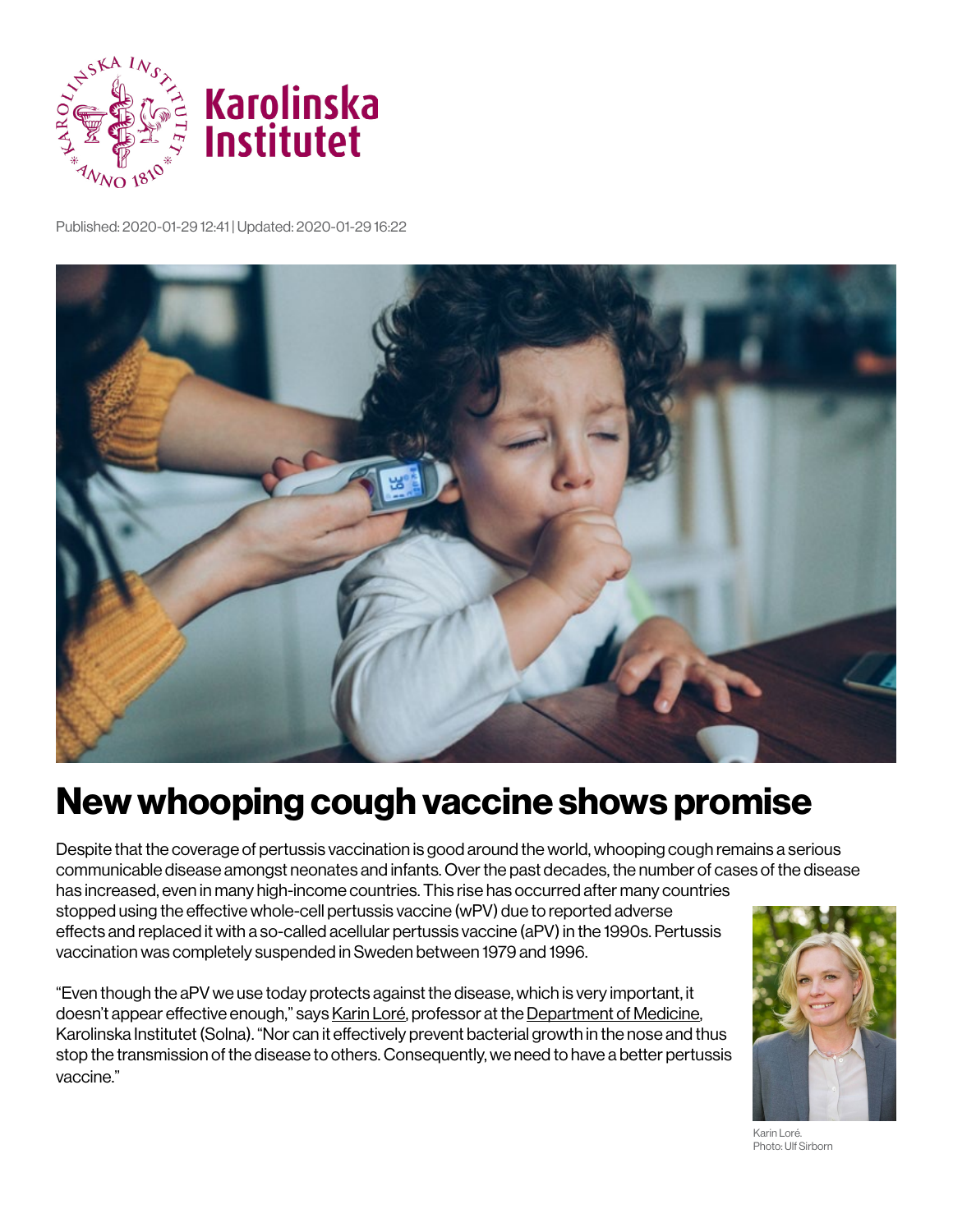Published: 2020-01-29 12:41 | Updated: 2020-01-29 16:22

# New whooping cough vaccine shows promise

Despite that the coverage of pertussis vaccination is good around the world, whooping cough remains a serious communicable disease amongst neonates and infants. Over the past decades, the number of cases of the disease has increased, even in many high-income countries. This rise has occurred after many countries stopped using the effective whole-cell pertussis vaccine (wPV) due to reported adverse effects and replaced it with a so-called acellular pertussis vaccine (aPV) in the 1990s. Pertussis vaccination was completely suspended in Sweden between 1979 and 1996.

"Even though the aPV we use today protects against the disease, which is very important, it doesn't appear effective enough," says Karin Loré, professor at the Department of Medicine, Karolinska Institutet (Solna). "Nor can it effectively prevent bacterial growth in the nose and thus stop the transmission of the disease to others. Consequently, we need to have a better pertussis vaccine."

Karin Loré.
Photo: Ulf Sirborn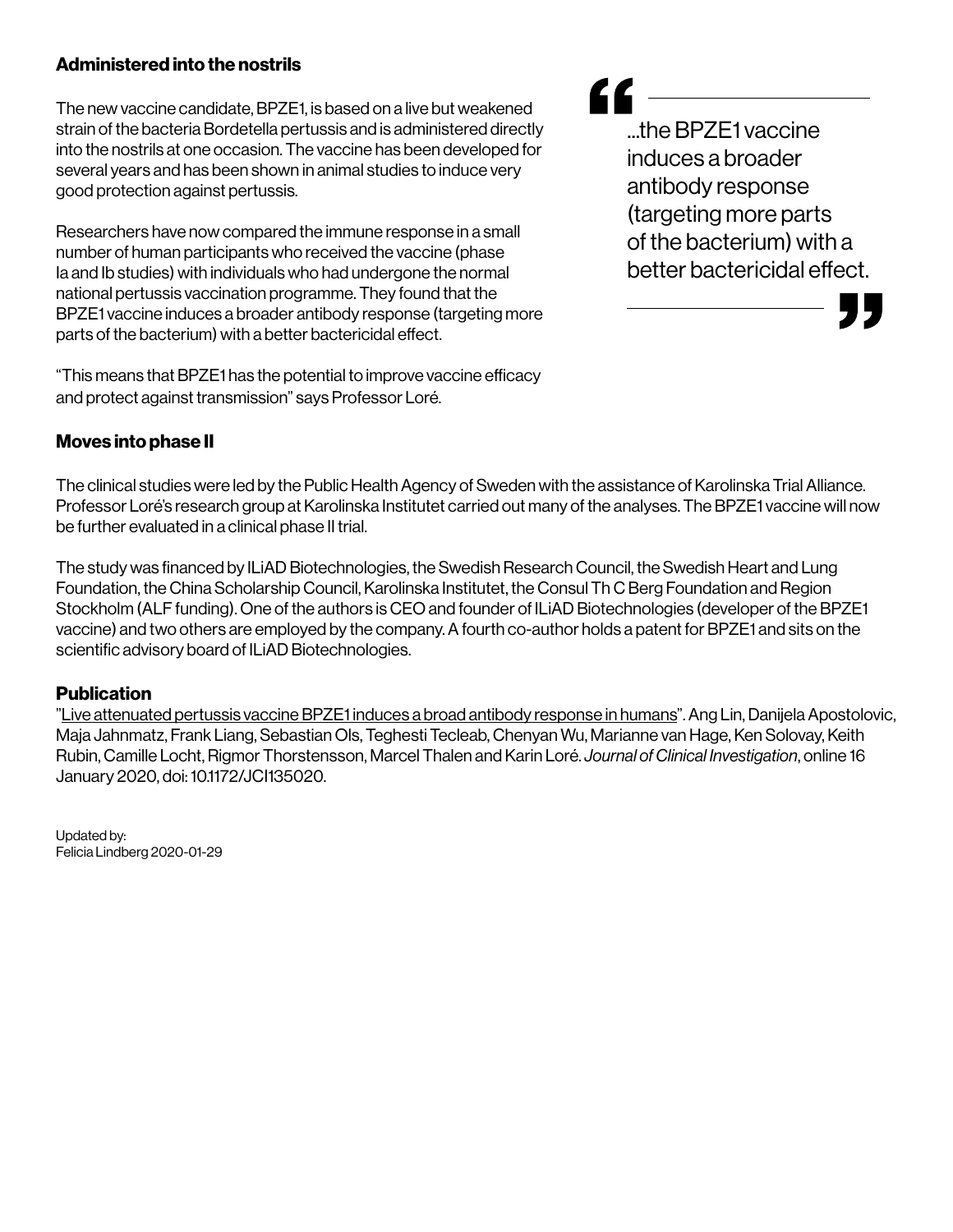### Administered into the nostrils

The new vaccine candidate, BPZE1, is based on a live but weakened strain of the bacteria Bordetella pertussis and is administered directly into the nostrils at one occasion. The vaccine has been developed for several years and has been shown in animal studies to induce very good protection against pertussis.

Researchers have now compared the immune response in a small number of human participants who received the vaccine (phase Ia and Ib studies) with individuals who had undergone the normal national pertussis vaccination programme. They found that the BPZE1 vaccine induces a broader antibody response (targeting more parts of the bacterium) with a better bactericidal effect.

"This means that BPZE1 has the potential to improve vaccine efficacy and protect against transmission" says Professor Loré.

> ...the BPZE1 vaccine induces a broader antibody response (targeting more parts of the bacterium) with a better bactericidal effect.

### Moves into phase II

The clinical studies were led by the Public Health Agency of Sweden with the assistance of Karolinska Trial Alliance. Professor Loré's research group at Karolinska Institutet carried out many of the analyses. The BPZE1 vaccine will now be further evaluated in a clinical phase II trial.

The study was financed by ILiAD Biotechnologies, the Swedish Research Council, the Swedish Heart and Lung Foundation, the China Scholarship Council, Karolinska Institutet, the Consul Th C Berg Foundation and Region Stockholm (ALF funding). One of the authors is CEO and founder of ILiAD Biotechnologies (developer of the BPZE1 vaccine) and two others are employed by the company. A fourth co-author holds a patent for BPZE1 and sits on the scientific advisory board of ILiAD Biotechnologies.

### Publication

"Live attenuated pertussis vaccine BPZE1 induces a broad antibody response in humans". Ang Lin, Danijela Apostolovic, Maja Jahnmatz, Frank Liang, Sebastian Ols, Teghesti Tecleab, Chenyan Wu, Marianne van Hage, Ken Solovay, Keith Rubin, Camille Locht, Rigmor Thorstensson, Marcel Thalen and Karin Loré. *Journal of Clinical Investigation*, online 16 January 2020, doi: 10.1172/JCI135020.

Updated by:
Felicia Lindberg 2020-01-29